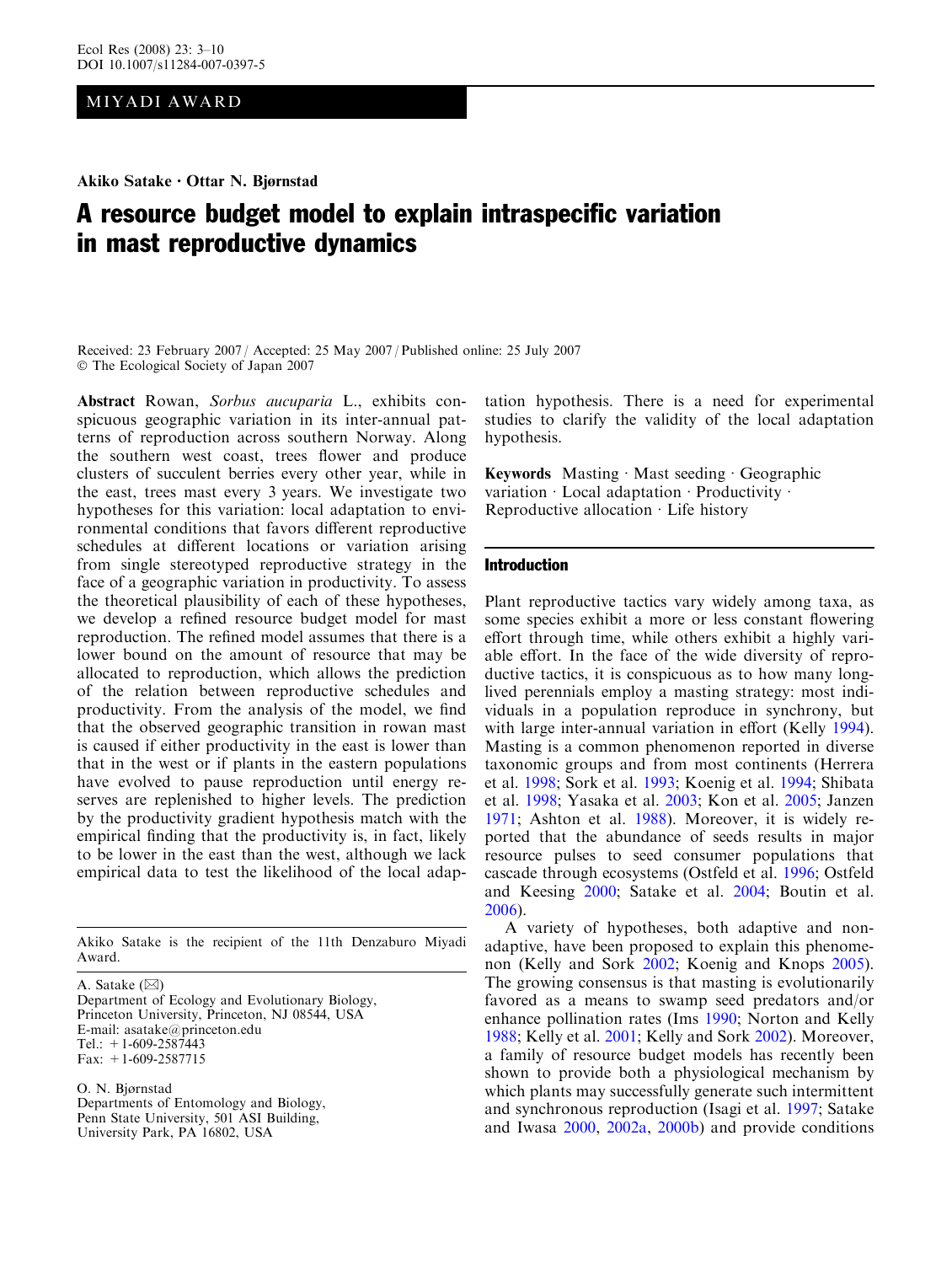MIYADI AWARD

**Akiko Satake · Ottar N. Bjørnstad**

# A resource budget model to explain intraspecific variation in mast reproductive dynamics

Received: 23 February 2007 / Accepted: 25 May 2007 / Published online: 25 July 2007
© The Ecological Society of Japan 2007

**Abstract** Rowan, *Sorbus aucuparia* L., exhibits conspicuous geographic variation in its inter-annual patterns of reproduction across southern Norway. Along the southern west coast, trees flower and produce clusters of succulent berries every other year, while in the east, trees mast every 3 years. We investigate two hypotheses for this variation: local adaptation to environmental conditions that favors different reproductive schedules at different locations or variation arising from single stereotyped reproductive strategy in the face of a geographic variation in productivity. To assess the theoretical plausibility of each of these hypotheses, we develop a refined resource budget model for mast reproduction. The refined model assumes that there is a lower bound on the amount of resource that may be allocated to reproduction, which allows the prediction of the relation between reproductive schedules and productivity. From the analysis of the model, we find that the observed geographic transition in rowan mast is caused if either productivity in the east is lower than that in the west or if plants in the eastern populations have evolved to pause reproduction until energy reserves are replenished to higher levels. The prediction by the productivity gradient hypothesis match with the empirical finding that the productivity is, in fact, likely to be lower in the east than the west, although we lack empirical data to test the likelihood of the local adaptation hypothesis. There is a need for experimental studies to clarify the validity of the local adaptation hypothesis.

**Keywords** Masting · Mast seeding · Geographic variation · Local adaptation · Productivity · Reproductive allocation · Life history

Akiko Satake is the recipient of the 11th Denzaburo Miyadi Award.

A. Satake (✉)
Department of Ecology and Evolutionary Biology,
Princeton University, Princeton, NJ 08544, USA
E-mail: asatake@princeton.edu
Tel.: +1-609-2587443
Fax: +1-609-2587715

O. N. Bjørnstad
Departments of Entomology and Biology,
Penn State University, 501 ASI Building,
University Park, PA 16802, USA

## Introduction

Plant reproductive tactics vary widely among taxa, as some species exhibit a more or less constant flowering effort through time, while others exhibit a highly variable effort. In the face of the wide diversity of reproductive tactics, it is conspicuous as to how many long-lived perennials employ a masting strategy: most individuals in a population reproduce in synchrony, but with large inter-annual variation in effort (Kelly 1994). Masting is a common phenomenon reported in diverse taxonomic groups and from most continents (Herrera et al. 1998; Sork et al. 1993; Koenig et al. 1994; Shibata et al. 1998; Yasaka et al. 2003; Kon et al. 2005; Janzen 1971; Ashton et al. 1988). Moreover, it is widely reported that the abundance of seeds results in major resource pulses to seed consumer populations that cascade through ecosystems (Ostfeld et al. 1996; Ostfeld and Keesing 2000; Satake et al. 2004; Boutin et al. 2006).

A variety of hypotheses, both adaptive and non-adaptive, have been proposed to explain this phenomenon (Kelly and Sork 2002; Koenig and Knops 2005). The growing consensus is that masting is evolutionarily favored as a means to swamp seed predators and/or enhance pollination rates (Ims 1990; Norton and Kelly 1988; Kelly et al. 2001; Kelly and Sork 2002). Moreover, a family of resource budget models has recently been shown to provide both a physiological mechanism by which plants may successfully generate such intermittent and synchronous reproduction (Isagi et al. 1997; Satake and Iwasa 2000, 2002a, 2000b) and provide conditions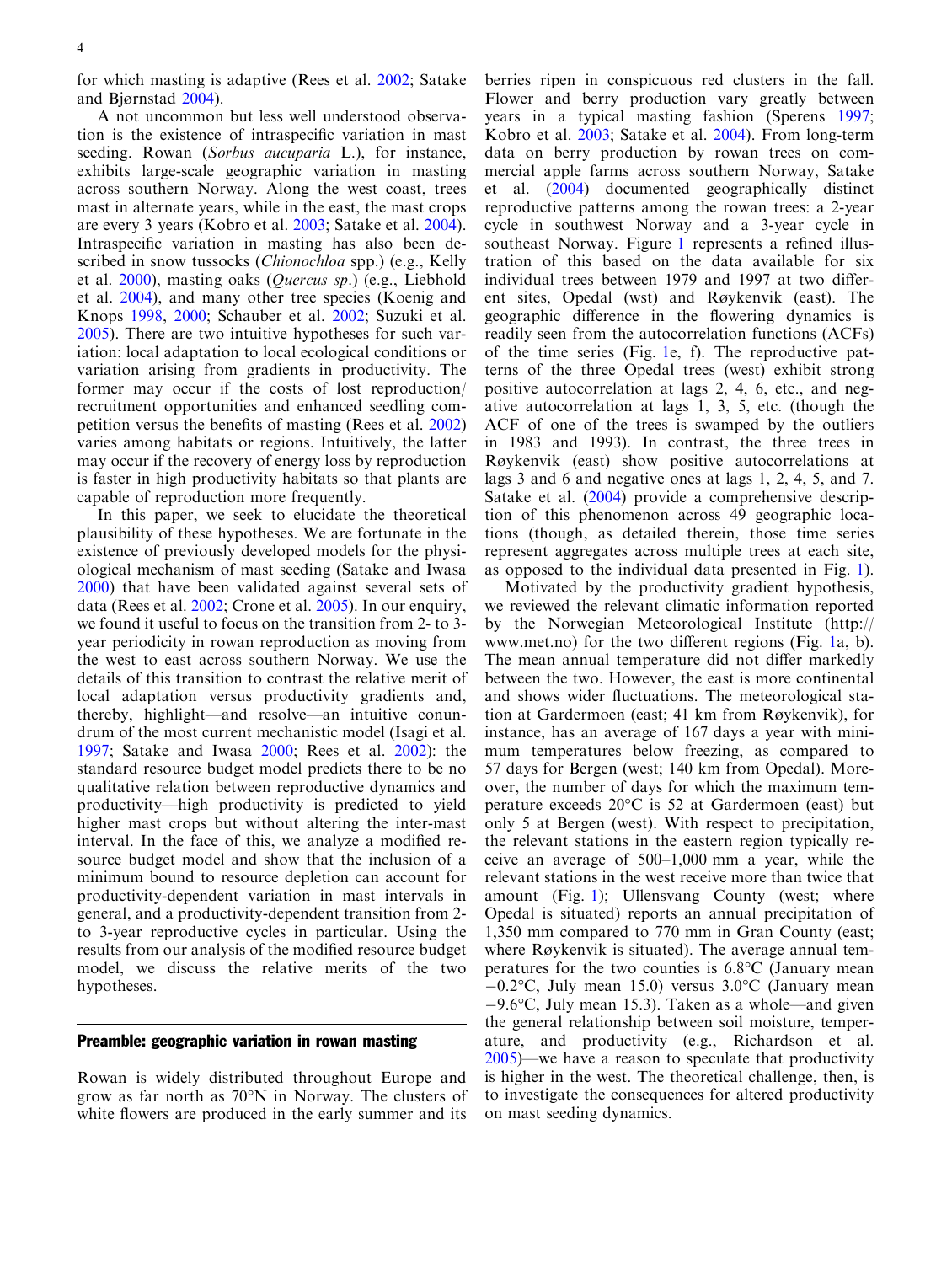for which masting is adaptive (Rees et al. 2002; Satake and Bjørnstad 2004).

A not uncommon but less well understood observation is the existence of intraspecific variation in mast seeding. Rowan (*Sorbus aucuparia* L.), for instance, exhibits large-scale geographic variation in masting across southern Norway. Along the west coast, trees mast in alternate years, while in the east, the mast crops are every 3 years (Kobro et al. 2003; Satake et al. 2004). Intraspecific variation in masting has also been described in snow tussocks (*Chionochloa* spp.) (e.g., Kelly et al. 2000), masting oaks (*Quercus sp.*) (e.g., Liebhold et al. 2004), and many other tree species (Koenig and Knops 1998, 2000; Schauber et al. 2002; Suzuki et al. 2005). There are two intuitive hypotheses for such variation: local adaptation to local ecological conditions or variation arising from gradients in productivity. The former may occur if the costs of lost reproduction/recruitment opportunities and enhanced seedling competition versus the benefits of masting (Rees et al. 2002) varies among habitats or regions. Intuitively, the latter may occur if the recovery of energy loss by reproduction is faster in high productivity habitats so that plants are capable of reproduction more frequently.

In this paper, we seek to elucidate the theoretical plausibility of these hypotheses. We are fortunate in the existence of previously developed models for the physiological mechanism of mast seeding (Satake and Iwasa 2000) that have been validated against several sets of data (Rees et al. 2002; Crone et al. 2005). In our enquiry, we found it useful to focus on the transition from 2- to 3-year periodicity in rowan reproduction as moving from the west to east across southern Norway. We use the details of this transition to contrast the relative merit of local adaptation versus productivity gradients and, thereby, highlight—and resolve—an intuitive conundrum of the most current mechanistic model (Isagi et al. 1997; Satake and Iwasa 2000; Rees et al. 2002): the standard resource budget model predicts there to be no qualitative relation between reproductive dynamics and productivity—high productivity is predicted to yield higher mast crops but without altering the inter-mast interval. In the face of this, we analyze a modified resource budget model and show that the inclusion of a minimum bound to resource depletion can account for productivity-dependent variation in mast intervals in general, and a productivity-dependent transition from 2- to 3-year reproductive cycles in particular. Using the results from our analysis of the modified resource budget model, we discuss the relative merits of the two hypotheses.

## Preamble: geographic variation in rowan masting

Rowan is widely distributed throughout Europe and grow as far north as 70°N in Norway. The clusters of white flowers are produced in the early summer and its berries ripen in conspicuous red clusters in the fall. Flower and berry production vary greatly between years in a typical masting fashion (Sperens 1997; Kobro et al. 2003; Satake et al. 2004). From long-term data on berry production by rowan trees on commercial apple farms across southern Norway, Satake et al. (2004) documented geographically distinct reproductive patterns among the rowan trees: a 2-year cycle in southwest Norway and a 3-year cycle in southeast Norway. Figure 1 represents a refined illustration of this based on the data available for six individual trees between 1979 and 1997 at two different sites, Opedal (wst) and Røykenvik (east). The geographic difference in the flowering dynamics is readily seen from the autocorrelation functions (ACFs) of the time series (Fig. 1e, f). The reproductive patterns of the three Opedal trees (west) exhibit strong positive autocorrelation at lags 2, 4, 6, etc., and negative autocorrelation at lags 1, 3, 5, etc. (though the ACF of one of the trees is swamped by the outliers in 1983 and 1993). In contrast, the three trees in Røykenvik (east) show positive autocorrelations at lags 3 and 6 and negative ones at lags 1, 2, 4, 5, and 7. Satake et al. (2004) provide a comprehensive description of this phenomenon across 49 geographic locations (though, as detailed therein, those time series represent aggregates across multiple trees at each site, as opposed to the individual data presented in Fig. 1).

Motivated by the productivity gradient hypothesis, we reviewed the relevant climatic information reported by the Norwegian Meteorological Institute (http://www.met.no) for the two different regions (Fig. 1a, b). The mean annual temperature did not differ markedly between the two. However, the east is more continental and shows wider fluctuations. The meteorological station at Gardermoen (east; 41 km from Røykenvik), for instance, has an average of 167 days a year with minimum temperatures below freezing, as compared to 57 days for Bergen (west; 140 km from Opedal). Moreover, the number of days for which the maximum temperature exceeds 20°C is 52 at Gardermoen (east) but only 5 at Bergen (west). With respect to precipitation, the relevant stations in the eastern region typically receive an average of 500–1,000 mm a year, while the relevant stations in the west receive more than twice that amount (Fig. 1); Ullensvang County (west; where Opedal is situated) reports an annual precipitation of 1,350 mm compared to 770 mm in Gran County (east; where Røykenvik is situated). The average annual temperatures for the two counties is 6.8°C (January mean −0.2°C, July mean 15.0) versus 3.0°C (January mean −9.6°C, July mean 15.3). Taken as a whole—and given the general relationship between soil moisture, temperature, and productivity (e.g., Richardson et al. 2005)—we have a reason to speculate that productivity is higher in the west. The theoretical challenge, then, is to investigate the consequences for altered productivity on mast seeding dynamics.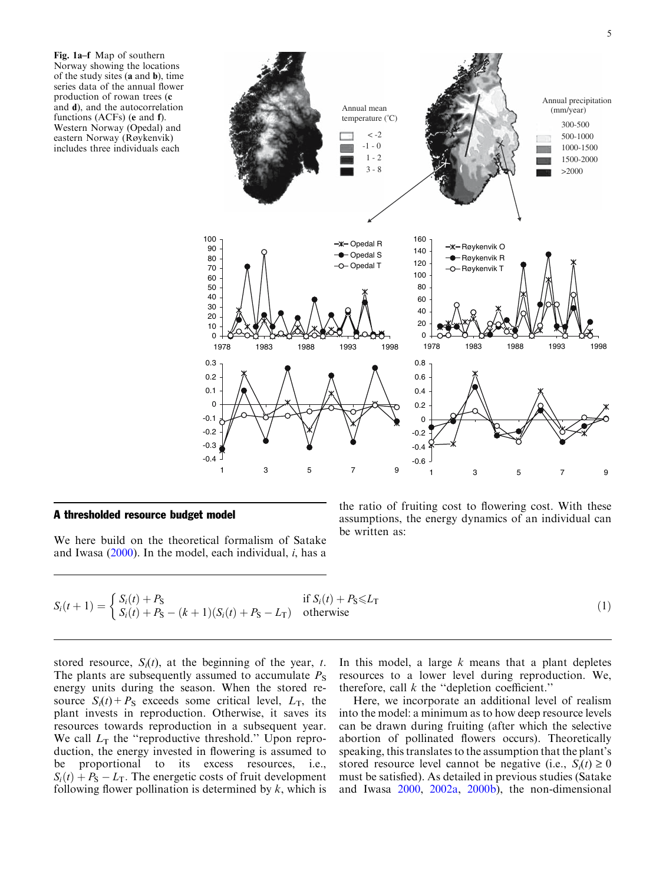**Fig. 1a–f** Map of southern Norway showing the locations of the study sites (**a** and **b**), time series data of the annual flower production of rowan trees (**c** and **d**), and the autocorrelation functions (ACFs) (**e** and **f**). Western Norway (Opedal) and eastern Norway (Røykenvik) includes three individuals each

## A thresholded resource budget model

We here build on the theoretical formalism of Satake and Iwasa (2000). In the model, each individual, $i$, has a stored resource, $S_i(t)$, at the beginning of the year, $t$. The plants are subsequently assumed to accumulate $P_S$ energy units during the season. When the stored resource $S_i(t)+P_S$ exceeds some critical level, $L_T$, the plant invests in reproduction. Otherwise, it saves its resources towards reproduction in a subsequent year. We call $L_T$ the "reproductive threshold." Upon reproduction, the energy invested in flowering is assumed to be proportional to its excess resources, i.e., $S_i(t)+P_S-L_T$. The energetic costs of fruit development following flower pollination is determined by $k$, which is the ratio of fruiting cost to flowering cost. With these assumptions, the energy dynamics of an individual can be written as:

$$S_i(t+1) = \begin{cases} S_i(t) + P_S & \text{if } S_i(t) + P_S \leqslant L_T \\ S_i(t) + P_S - (k+1)(S_i(t) + P_S - L_T) & \text{otherwise} \end{cases} \tag{1}$$

In this model, a large $k$ means that a plant depletes resources to a lower level during reproduction. We, therefore, call $k$ the "depletion coefficient."

Here, we incorporate an additional level of realism into the model: a minimum as to how deep resource levels can be drawn during fruiting (after which the selective abortion of pollinated flowers occurs). Theoretically speaking, this translates to the assumption that the plant's stored resource level cannot be negative (i.e., $S_i(t) \geq 0$ must be satisfied). As detailed in previous studies (Satake and Iwasa 2000, 2002a, 2000b), the non-dimensional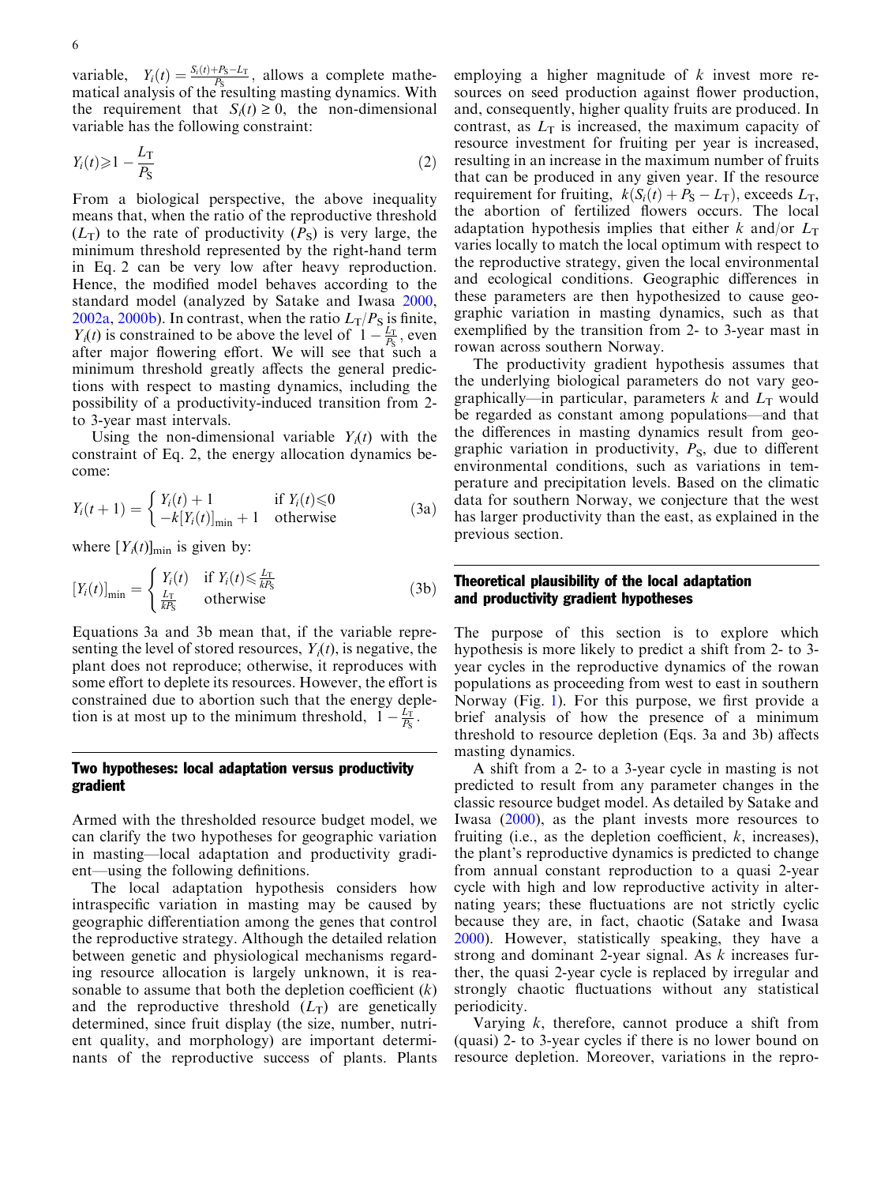variable, $Y_i(t) = \frac{S_i(t)+P_S-L_T}{P_S}$, allows a complete mathematical analysis of the resulting masting dynamics. With the requirement that $S_i(t) \geq 0$, the non-dimensional variable has the following constraint:

$$Y_i(t) \geqslant 1 - \frac{L_T}{P_S} \tag{2}$$

From a biological perspective, the above inequality means that, when the ratio of the reproductive threshold ($L_T$) to the rate of productivity ($P_S$) is very large, the minimum threshold represented by the right-hand term in Eq. 2 can be very low after heavy reproduction. Hence, the modified model behaves according to the standard model (analyzed by Satake and Iwasa 2000, 2002a, 2000b). In contrast, when the ratio $L_T/P_S$ is finite, $Y_i(t)$ is constrained to be above the level of $1 - \frac{L_T}{P_S}$, even after major flowering effort. We will see that such a minimum threshold greatly affects the general predictions with respect to masting dynamics, including the possibility of a productivity-induced transition from 2- to 3-year mast intervals.

Using the non-dimensional variable $Y_i(t)$ with the constraint of Eq. 2, the energy allocation dynamics become:

$$Y_i(t+1) = \begin{cases} Y_i(t) + 1 & \text{if } Y_i(t) \leqslant 0 \\ -k[Y_i(t)]_{\min} + 1 & \text{otherwise} \end{cases} \tag{3a}$$

where $[Y_i(t)]_{\min}$ is given by:

$$[Y_i(t)]_{\min} = \begin{cases} Y_i(t) & \text{if } Y_i(t) \leqslant \frac{L_T}{kP_S} \\ \frac{L_T}{kP_S} & \text{otherwise} \end{cases} \tag{3b}$$

Equations 3a and 3b mean that, if the variable representing the level of stored resources, $Y_i(t)$, is negative, the plant does not reproduce; otherwise, it reproduces with some effort to deplete its resources. However, the effort is constrained due to abortion such that the energy depletion is at most up to the minimum threshold, $1 - \frac{L_T}{P_S}$.

## Two hypotheses: local adaptation versus productivity gradient

Armed with the thresholded resource budget model, we can clarify the two hypotheses for geographic variation in masting—local adaptation and productivity gradient—using the following definitions.

The local adaptation hypothesis considers how intraspecific variation in masting may be caused by geographic differentiation among the genes that control the reproductive strategy. Although the detailed relation between genetic and physiological mechanisms regarding resource allocation is largely unknown, it is reasonable to assume that both the depletion coefficient ($k$) and the reproductive threshold ($L_T$) are genetically determined, since fruit display (the size, number, nutrient quality, and morphology) are important determinants of the reproductive success of plants. Plants employing a higher magnitude of $k$ invest more resources on seed production against flower production, and, consequently, higher quality fruits are produced. In contrast, as $L_T$ is increased, the maximum capacity of resource investment for fruiting per year is increased, resulting in an increase in the maximum number of fruits that can be produced in any given year. If the resource requirement for fruiting, $k(S_i(t) + P_S - L_T)$, exceeds $L_T$, the abortion of fertilized flowers occurs. The local adaptation hypothesis implies that either $k$ and/or $L_T$ varies locally to match the local optimum with respect to the reproductive strategy, given the local environmental and ecological conditions. Geographic differences in these parameters are then hypothesized to cause geographic variation in masting dynamics, such as that exemplified by the transition from 2- to 3-year mast in rowan across southern Norway.

The productivity gradient hypothesis assumes that the underlying biological parameters do not vary geographically—in particular, parameters $k$ and $L_T$ would be regarded as constant among populations—and that the differences in masting dynamics result from geographic variation in productivity, $P_S$, due to different environmental conditions, such as variations in temperature and precipitation levels. Based on the climatic data for southern Norway, we conjecture that the west has larger productivity than the east, as explained in the previous section.

## Theoretical plausibility of the local adaptation and productivity gradient hypotheses

The purpose of this section is to explore which hypothesis is more likely to predict a shift from 2- to 3-year cycles in the reproductive dynamics of the rowan populations as proceeding from west to east in southern Norway (Fig. 1). For this purpose, we first provide a brief analysis of how the presence of a minimum threshold to resource depletion (Eqs. 3a and 3b) affects masting dynamics.

A shift from a 2- to a 3-year cycle in masting is not predicted to result from any parameter changes in the classic resource budget model. As detailed by Satake and Iwasa (2000), as the plant invests more resources to fruiting (i.e., as the depletion coefficient, $k$, increases), the plant's reproductive dynamics is predicted to change from annual constant reproduction to a quasi 2-year cycle with high and low reproductive activity in alternating years; these fluctuations are not strictly cyclic because they are, in fact, chaotic (Satake and Iwasa 2000). However, statistically speaking, they have a strong and dominant 2-year signal. As $k$ increases further, the quasi 2-year cycle is replaced by irregular and strongly chaotic fluctuations without any statistical periodicity.

Varying $k$, therefore, cannot produce a shift from (quasi) 2- to 3-year cycles if there is no lower bound on resource depletion. Moreover, variations in the repro-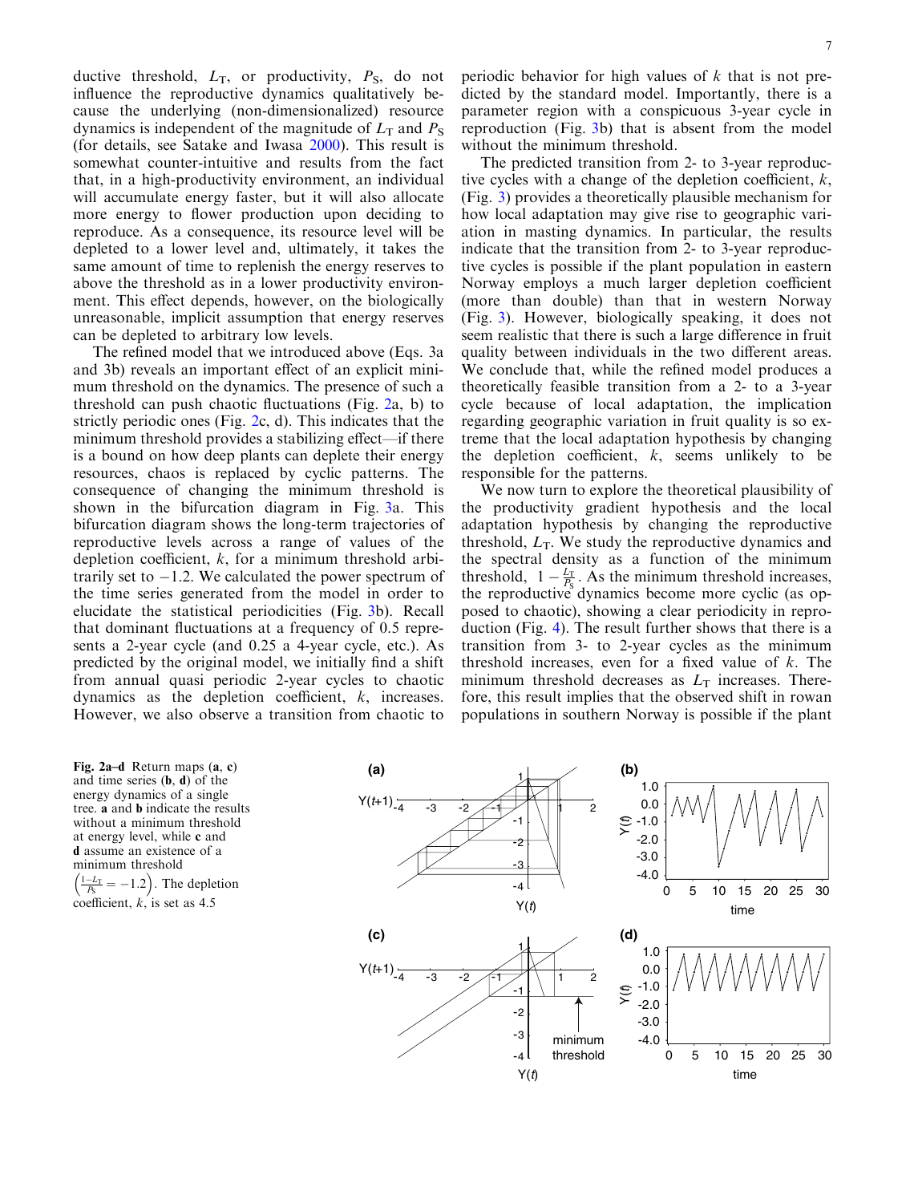ductive threshold, $L_T$, or productivity, $P_S$, do not influence the reproductive dynamics qualitatively because the underlying (non-dimensionalized) resource dynamics is independent of the magnitude of $L_T$ and $P_S$ (for details, see Satake and Iwasa 2000). This result is somewhat counter-intuitive and results from the fact that, in a high-productivity environment, an individual will accumulate energy faster, but it will also allocate more energy to flower production upon deciding to reproduce. As a consequence, its resource level will be depleted to a lower level and, ultimately, it takes the same amount of time to replenish the energy reserves to above the threshold as in a lower productivity environment. This effect depends, however, on the biologically unreasonable, implicit assumption that energy reserves can be depleted to arbitrary low levels.

The refined model that we introduced above (Eqs. 3a and 3b) reveals an important effect of an explicit minimum threshold on the dynamics. The presence of such a threshold can push chaotic fluctuations (Fig. 2a, b) to strictly periodic ones (Fig. 2c, d). This indicates that the minimum threshold provides a stabilizing effect—if there is a bound on how deep plants can deplete their energy resources, chaos is replaced by cyclic patterns. The consequence of changing the minimum threshold is shown in the bifurcation diagram in Fig. 3a. This bifurcation diagram shows the long-term trajectories of reproductive levels across a range of values of the depletion coefficient, $k$, for a minimum threshold arbitrarily set to −1.2. We calculated the power spectrum of the time series generated from the model in order to elucidate the statistical periodicities (Fig. 3b). Recall that dominant fluctuations at a frequency of 0.5 represents a 2-year cycle (and 0.25 a 4-year cycle, etc.). As predicted by the original model, we initially find a shift from annual quasi periodic 2-year cycles to chaotic dynamics as the depletion coefficient, $k$, increases. However, we also observe a transition from chaotic to periodic behavior for high values of $k$ that is not predicted by the standard model. Importantly, there is a parameter region with a conspicuous 3-year cycle in reproduction (Fig. 3b) that is absent from the model without the minimum threshold.

The predicted transition from 2- to 3-year reproductive cycles with a change of the depletion coefficient, $k$, (Fig. 3) provides a theoretically plausible mechanism for how local adaptation may give rise to geographic variation in masting dynamics. In particular, the results indicate that the transition from 2- to 3-year reproductive cycles is possible if the plant population in eastern Norway employs a much larger depletion coefficient (more than double) than that in western Norway (Fig. 3). However, biologically speaking, it does not seem realistic that there is such a large difference in fruit quality between individuals in the two different areas. We conclude that, while the refined model produces a theoretically feasible transition from a 2- to a 3-year cycle because of local adaptation, the implication regarding geographic variation in fruit quality is so extreme that the local adaptation hypothesis by changing the depletion coefficient, $k$, seems unlikely to be responsible for the patterns.

We now turn to explore the theoretical plausibility of the productivity gradient hypothesis and the local adaptation hypothesis by changing the reproductive threshold, $L_T$. We study the reproductive dynamics and the spectral density as a function of the minimum threshold, $1 - \frac{L_T}{P_S}$. As the minimum threshold increases, the reproductive dynamics become more cyclic (as opposed to chaotic), showing a clear periodicity in reproduction (Fig. 4). The result further shows that there is a transition from 3- to 2-year cycles as the minimum threshold increases, even for a fixed value of $k$. The minimum threshold decreases as $L_T$ increases. Therefore, this result implies that the observed shift in rowan populations in southern Norway is possible if the plant

**Fig. 2a–d** Return maps (**a**, **c**) and time series (**b**, **d**) of the energy dynamics of a single tree. **a** and **b** indicate the results without a minimum threshold at energy level, while **c** and **d** assume an existence of a minimum threshold $\left(\frac{1-L_T}{P_S} = -1.2\right)$. The depletion coefficient, $k$, is set as 4.5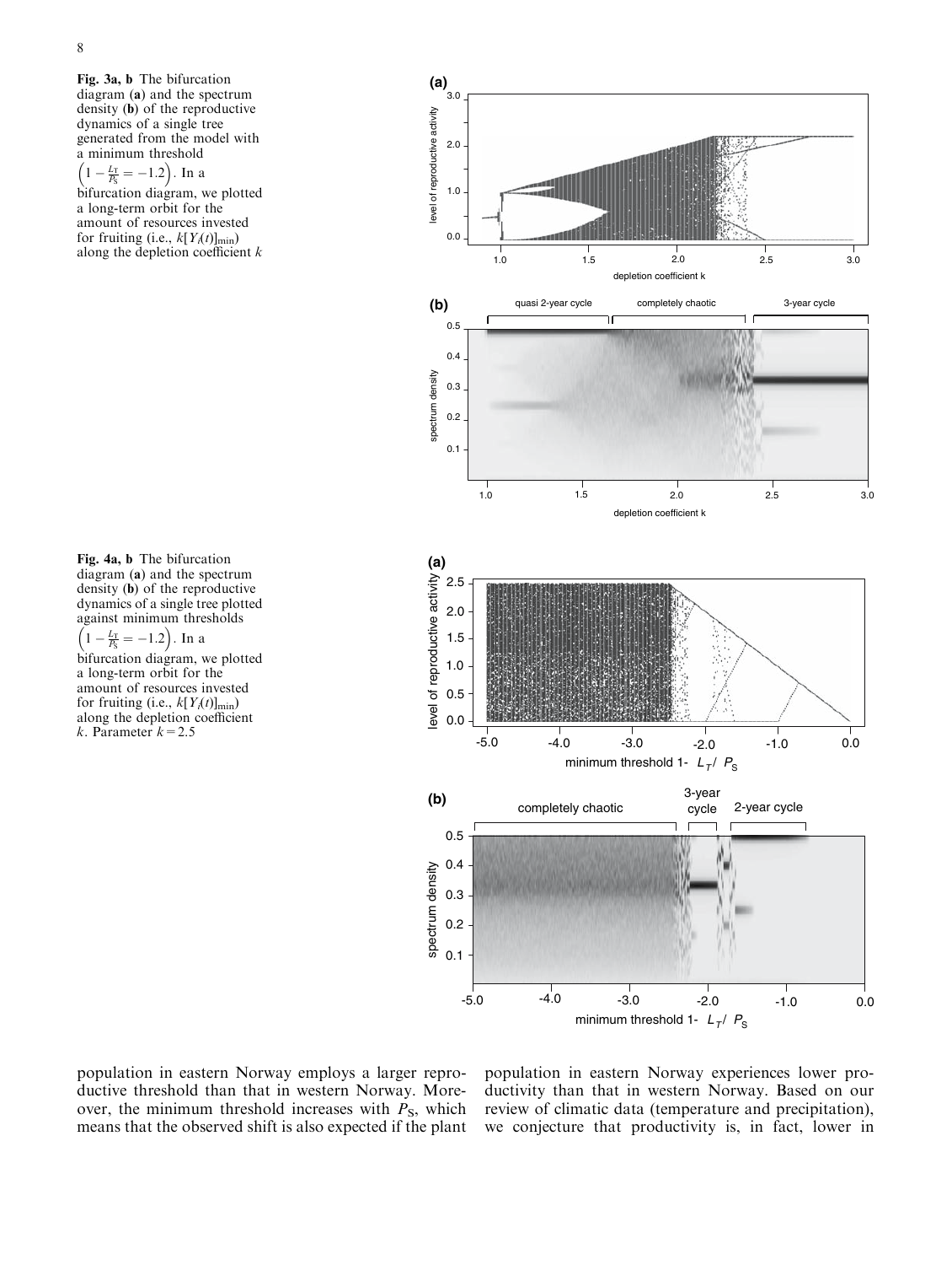**Fig. 3a, b** The bifurcation diagram (**a**) and the spectrum density (**b**) of the reproductive dynamics of a single tree generated from the model with a minimum threshold $\left(1 - \frac{L_T}{P_S} = -1.2\right)$. In a bifurcation diagram, we plotted a long-term orbit for the amount of resources invested for fruiting (i.e., $k[Y_i(t)]_{\min}$) along the depletion coefficient $k$

**Fig. 4a, b** The bifurcation diagram (**a**) and the spectrum density (**b**) of the reproductive dynamics of a single tree plotted against minimum thresholds $\left(1 - \frac{L_T}{P_S} = -1.2\right)$. In a bifurcation diagram, we plotted a long-term orbit for the amount of resources invested for fruiting (i.e., $k[Y_i(t)]_{\min}$) along the depletion coefficient $k$. Parameter $k = 2.5$

population in eastern Norway employs a larger reproductive threshold than that in western Norway. Moreover, the minimum threshold increases with $P_S$, which means that the observed shift is also expected if the plant population in eastern Norway experiences lower productivity than that in western Norway. Based on our review of climatic data (temperature and precipitation), we conjecture that productivity is, in fact, lower in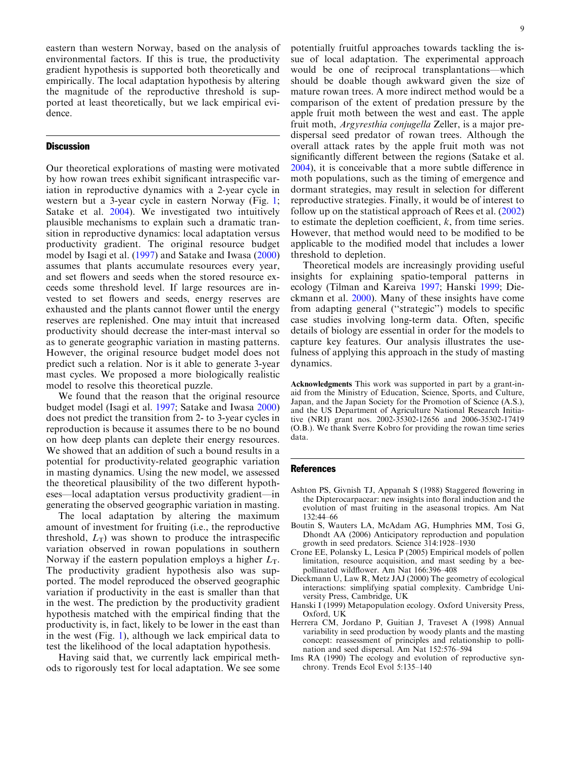eastern than western Norway, based on the analysis of environmental factors. If this is true, the productivity gradient hypothesis is supported both theoretically and empirically. The local adaptation hypothesis by altering the magnitude of the reproductive threshold is supported at least theoretically, but we lack empirical evidence.

## Discussion

Our theoretical explorations of masting were motivated by how rowan trees exhibit significant intraspecific variation in reproductive dynamics with a 2-year cycle in western but a 3-year cycle in eastern Norway (Fig. 1; Satake et al. 2004). We investigated two intuitively plausible mechanisms to explain such a dramatic transition in reproductive dynamics: local adaptation versus productivity gradient. The original resource budget model by Isagi et al. (1997) and Satake and Iwasa (2000) assumes that plants accumulate resources every year, and set flowers and seeds when the stored resource exceeds some threshold level. If large resources are invested to set flowers and seeds, energy reserves are exhausted and the plants cannot flower until the energy reserves are replenished. One may intuit that increased productivity should decrease the inter-mast interval so as to generate geographic variation in masting patterns. However, the original resource budget model does not predict such a relation. Nor is it able to generate 3-year mast cycles. We proposed a more biologically realistic model to resolve this theoretical puzzle.

We found that the reason that the original resource budget model (Isagi et al. 1997; Satake and Iwasa 2000) does not predict the transition from 2- to 3-year cycles in reproduction is because it assumes there to be no bound on how deep plants can deplete their energy resources. We showed that an addition of such a bound results in a potential for productivity-related geographic variation in masting dynamics. Using the new model, we assessed the theoretical plausibility of the two different hypotheses—local adaptation versus productivity gradient—in generating the observed geographic variation in masting.

The local adaptation by altering the maximum amount of investment for fruiting (i.e., the reproductive threshold, $L_T$) was shown to produce the intraspecific variation observed in rowan populations in southern Norway if the eastern population employs a higher $L_T$. The productivity gradient hypothesis also was supported. The model reproduced the observed geographic variation if productivity in the east is smaller than that in the west. The prediction by the productivity gradient hypothesis matched with the empirical finding that the productivity is, in fact, likely to be lower in the east than in the west (Fig. 1), although we lack empirical data to test the likelihood of the local adaptation hypothesis.

Having said that, we currently lack empirical methods to rigorously test for local adaptation. We see some potentially fruitful approaches towards tackling the issue of local adaptation. The experimental approach would be one of reciprocal transplantations—which should be doable though awkward given the size of mature rowan trees. A more indirect method would be a comparison of the extent of predation pressure by the apple fruit moth between the west and east. The apple fruit moth, *Argyresthia conjugella* Zeller, is a major pre-dispersal seed predator of rowan trees. Although the overall attack rates by the apple fruit moth was not significantly different between the regions (Satake et al. 2004), it is conceivable that a more subtle difference in moth populations, such as the timing of emergence and dormant strategies, may result in selection for different reproductive strategies. Finally, it would be of interest to follow up on the statistical approach of Rees et al. (2002) to estimate the depletion coefficient, $k$, from time series. However, that method would need to be modified to be applicable to the modified model that includes a lower threshold to depletion.

Theoretical models are increasingly providing useful insights for explaining spatio-temporal patterns in ecology (Tilman and Kareiva 1997; Hanski 1999; Dieckmann et al. 2000). Many of these insights have come from adapting general ("strategic") models to specific case studies involving long-term data. Often, specific details of biology are essential in order for the models to capture key features. Our analysis illustrates the usefulness of applying this approach in the study of masting dynamics.

**Acknowledgments** This work was supported in part by a grant-in-aid from the Ministry of Education, Science, Sports, and Culture, Japan, and the Japan Society for the Promotion of Science (A.S.), and the US Department of Agriculture National Research Initiative (NRI) grant nos. 2002-35302-12656 and 2006-35302-17419 (O.B.). We thank Sverre Kobro for providing the rowan time series data.

## References

Ashton PS, Givnish TJ, Appanah S (1988) Staggered flowering in the Dipterocarpacear: new insights into floral induction and the evolution of mast fruiting in the aseasonal tropics. Am Nat 132:44–66

Boutin S, Wauters LA, McAdam AG, Humphries MM, Tosi G, Dhondt AA (2006) Anticipatory reproduction and population growth in seed predators. Science 314:1928–1930

Crone EE, Polansky L, Lesica P (2005) Empirical models of pollen limitation, resource acquisition, and mast seeding by a bee-pollinated wildflower. Am Nat 166:396–408

Dieckmann U, Law R, Metz JAJ (2000) The geometry of ecological interactions: simplifying spatial complexity. Cambridge University Press, Cambridge, UK

Hanski I (1999) Metapopulation ecology. Oxford University Press, Oxford, UK

Herrera CM, Jordano P, Guitian J, Traveset A (1998) Annual variability in seed production by woody plants and the masting concept: reassessment of principles and relationship to pollination and seed dispersal. Am Nat 152:576–594

Ims RA (1990) The ecology and evolution of reproductive synchrony. Trends Ecol Evol 5:135–140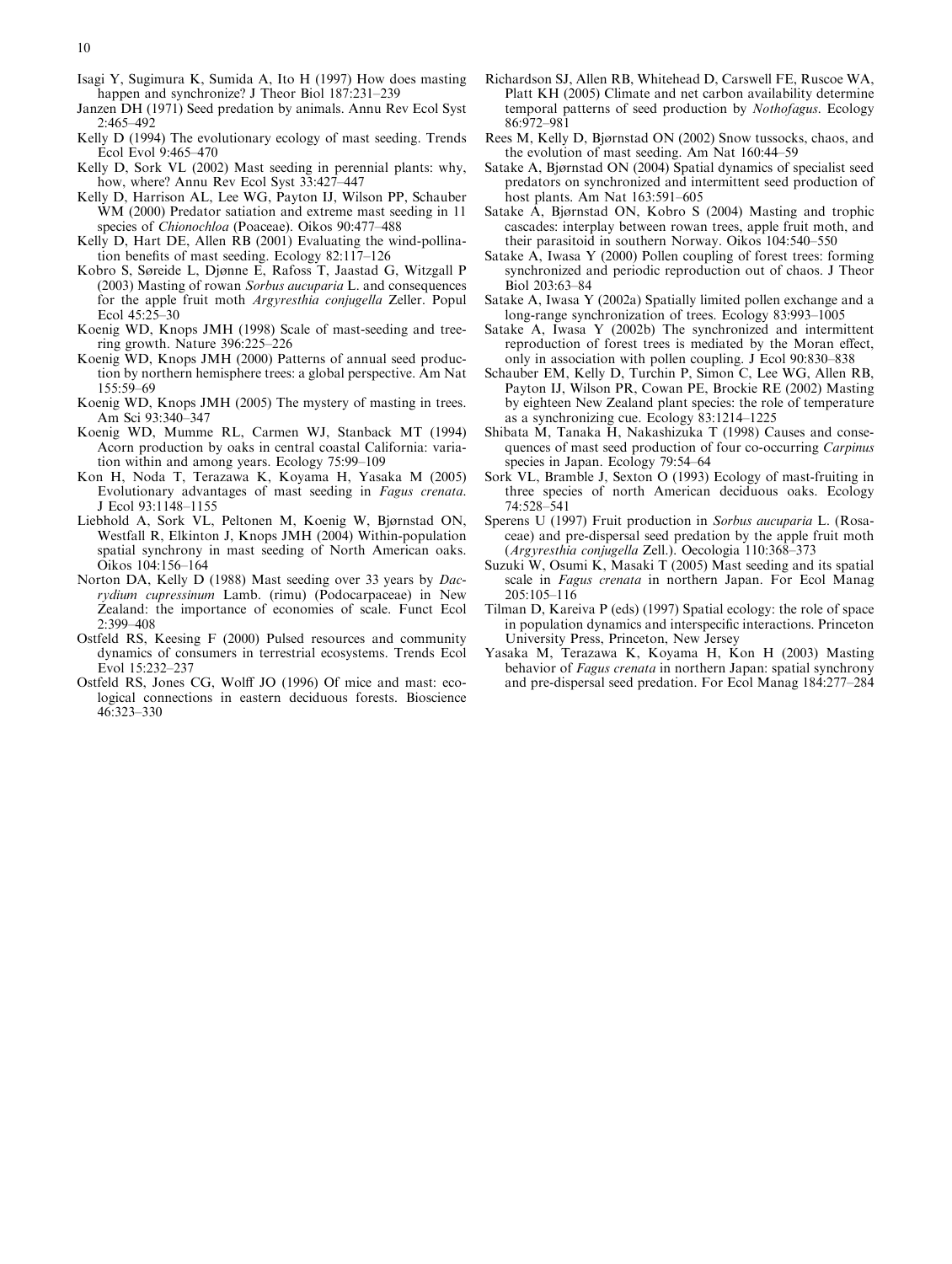Isagi Y, Sugimura K, Sumida A, Ito H (1997) How does masting happen and synchronize? J Theor Biol 187:231–239

Janzen DH (1971) Seed predation by animals. Annu Rev Ecol Syst 2:465–492

Kelly D (1994) The evolutionary ecology of mast seeding. Trends Ecol Evol 9:465–470

Kelly D, Sork VL (2002) Mast seeding in perennial plants: why, how, where? Annu Rev Ecol Syst 33:427–447

Kelly D, Harrison AL, Lee WG, Payton IJ, Wilson PP, Schauber WM (2000) Predator satiation and extreme mast seeding in 11 species of *Chionochloa* (Poaceae). Oikos 90:477–488

Kelly D, Hart DE, Allen RB (2001) Evaluating the wind-pollination benefits of mast seeding. Ecology 82:117–126

Kobro S, Søreide L, Djønne E, Rafoss T, Jaastad G, Witzgall P (2003) Masting of rowan *Sorbus aucuparia* L. and consequences for the apple fruit moth *Argyresthia conjugella* Zeller. Popul Ecol 45:25–30

Koenig WD, Knops JMH (1998) Scale of mast-seeding and tree-ring growth. Nature 396:225–226

Koenig WD, Knops JMH (2000) Patterns of annual seed production by northern hemisphere trees: a global perspective. Am Nat 155:59–69

Koenig WD, Knops JMH (2005) The mystery of masting in trees. Am Sci 93:340–347

Koenig WD, Mumme RL, Carmen WJ, Stanback MT (1994) Acorn production by oaks in central coastal California: variation within and among years. Ecology 75:99–109

Kon H, Noda T, Terazawa K, Koyama H, Yasaka M (2005) Evolutionary advantages of mast seeding in *Fagus crenata*. J Ecol 93:1148–1155

Liebhold A, Sork VL, Peltonen M, Koenig W, Bjørnstad ON, Westfall R, Elkinton J, Knops JMH (2004) Within-population spatial synchrony in mast seeding of North American oaks. Oikos 104:156–164

Norton DA, Kelly D (1988) Mast seeding over 33 years by *Dacrydium cupressinum* Lamb. (rimu) (Podocarpaceae) in New Zealand: the importance of economies of scale. Funct Ecol 2:399–408

Ostfeld RS, Keesing F (2000) Pulsed resources and community dynamics of consumers in terrestrial ecosystems. Trends Ecol Evol 15:232–237

Ostfeld RS, Jones CG, Wolff JO (1996) Of mice and mast: ecological connections in eastern deciduous forests. Bioscience 46:323–330

Richardson SJ, Allen RB, Whitehead D, Carswell FE, Ruscoe WA, Platt KH (2005) Climate and net carbon availability determine temporal patterns of seed production by *Nothofagus*. Ecology 86:972–981

Rees M, Kelly D, Bjørnstad ON (2002) Snow tussocks, chaos, and the evolution of mast seeding. Am Nat 160:44–59

Satake A, Bjørnstad ON (2004) Spatial dynamics of specialist seed predators on synchronized and intermittent seed production of host plants. Am Nat 163:591–605

Satake A, Bjørnstad ON, Kobro S (2004) Masting and trophic cascades: interplay between rowan trees, apple fruit moth, and their parasitoid in southern Norway. Oikos 104:540–550

Satake A, Iwasa Y (2000) Pollen coupling of forest trees: forming synchronized and periodic reproduction out of chaos. J Theor Biol 203:63–84

Satake A, Iwasa Y (2002a) Spatially limited pollen exchange and a long-range synchronization of trees. Ecology 83:993–1005

Satake A, Iwasa Y (2002b) The synchronized and intermittent reproduction of forest trees is mediated by the Moran effect, only in association with pollen coupling. J Ecol 90:830–838

Schauber EM, Kelly D, Turchin P, Simon C, Lee WG, Allen RB, Payton IJ, Wilson PR, Cowan PE, Brockie RE (2002) Masting by eighteen New Zealand plant species: the role of temperature as a synchronizing cue. Ecology 83:1214–1225

Shibata M, Tanaka H, Nakashizuka T (1998) Causes and consequences of mast seed production of four co-occurring *Carpinus* species in Japan. Ecology 79:54–64

Sork VL, Bramble J, Sexton O (1993) Ecology of mast-fruiting in three species of north American deciduous oaks. Ecology 74:528–541

Sperens U (1997) Fruit production in *Sorbus aucuparia* L. (Rosaceae) and pre-dispersal seed predation by the apple fruit moth (*Argyresthia conjugella* Zell.). Oecologia 110:368–373

Suzuki W, Osumi K, Masaki T (2005) Mast seeding and its spatial scale in *Fagus crenata* in northern Japan. For Ecol Manag 205:105–116

Tilman D, Kareiva P (eds) (1997) Spatial ecology: the role of space in population dynamics and interspecific interactions. Princeton University Press, Princeton, New Jersey

Yasaka M, Terazawa K, Koyama H, Kon H (2003) Masting behavior of *Fagus crenata* in northern Japan: spatial synchrony and pre-dispersal seed predation. For Ecol Manag 184:277–284